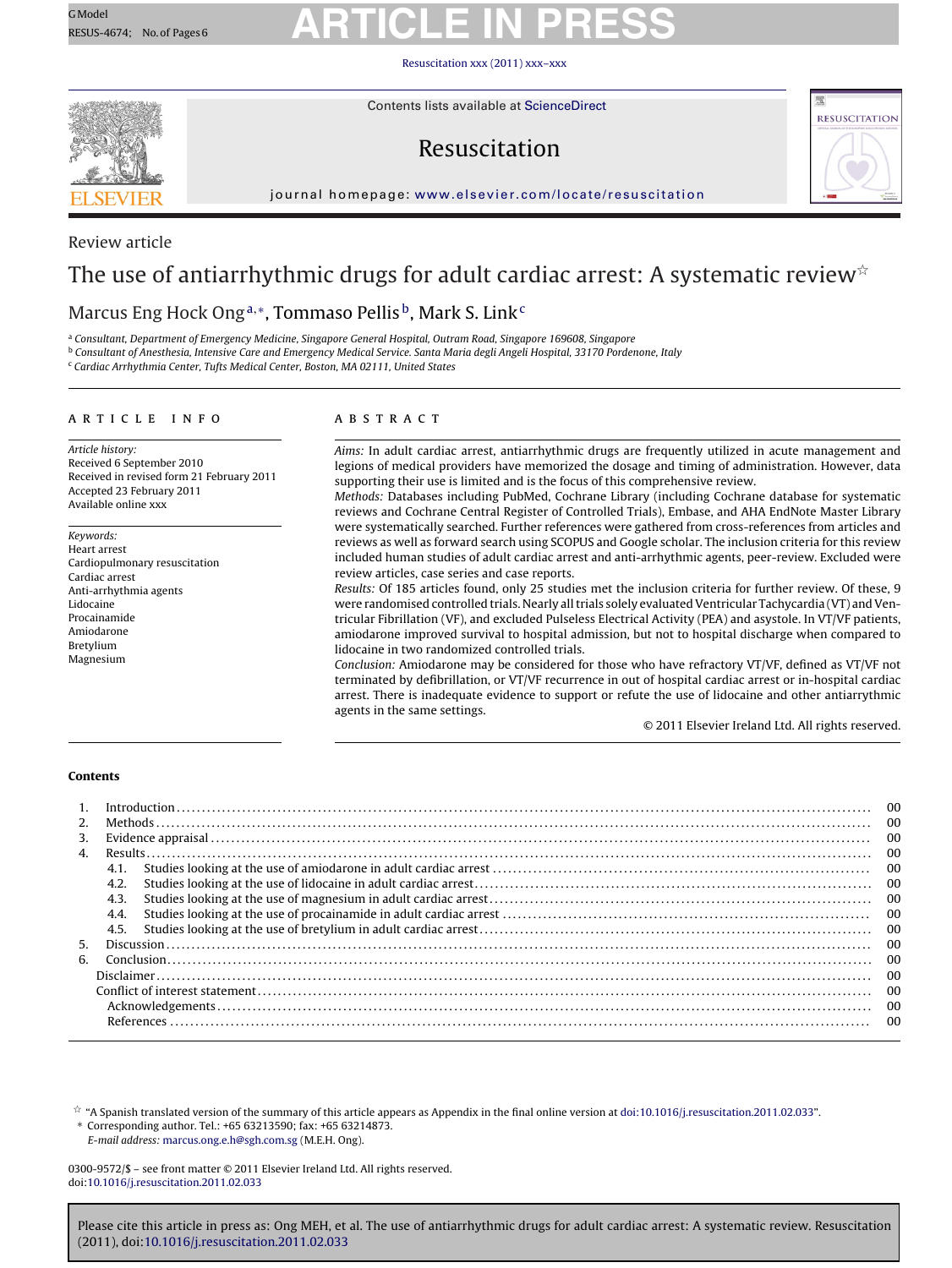Review article

# The use of antiarrhythmic drugs for adult cardiac arrest: A systematic review☆

Marcus Eng Hock Ong[a,*], Tommaso Pellis[b], Mark S. Link[c]

[a] Consultant, Department of Emergency Medicine, Singapore General Hospital, Outram Road, Singapore 169608, Singapore
[b] Consultant of Anesthesia, Intensive Care and Emergency Medical Service. Santa Maria degli Angeli Hospital, 33170 Pordenone, Italy
[c] Cardiac Arrhythmia Center, Tufts Medical Center, Boston, MA 02111, United States

## ARTICLE INFO

*Article history:*
Received 6 September 2010
Received in revised form 21 February 2011
Accepted 23 February 2011
Available online xxx

*Keywords:*
Heart arrest
Cardiopulmonary resuscitation
Cardiac arrest
Anti-arrhythmia agents
Lidocaine
Procainamide
Amiodarone
Bretylium
Magnesium

## ABSTRACT

*Aims:* In adult cardiac arrest, antiarrhythmic drugs are frequently utilized in acute management and legions of medical providers have memorized the dosage and timing of administration. However, data supporting their use is limited and is the focus of this comprehensive review.

*Methods:* Databases including PubMed, Cochrane Library (including Cochrane database for systematic reviews and Cochrane Central Register of Controlled Trials), Embase, and AHA EndNote Master Library were systematically searched. Further references were gathered from cross-references from articles and reviews as well as forward search using SCOPUS and Google scholar. The inclusion criteria for this review included human studies of adult cardiac arrest and anti-arrhythmic agents, peer-review. Excluded were review articles, case series and case reports.

*Results:* Of 185 articles found, only 25 studies met the inclusion criteria for further review. Of these, 9 were randomised controlled trials. Nearly all trials solely evaluated Ventricular Tachycardia (VT) and Ventricular Fibrillation (VF), and excluded Pulseless Electrical Activity (PEA) and asystole. In VT/VF patients, amiodarone improved survival to hospital admission, but not to hospital discharge when compared to lidocaine in two randomized controlled trials.

*Conclusion:* Amiodarone may be considered for those who have refractory VT/VF, defined as VT/VF not terminated by defibrillation, or VT/VF recurrence in out of hospital cardiac arrest or in-hospital cardiac arrest. There is inadequate evidence to support or refute the use of lidocaine and other antiarrythmic agents in the same settings.

© 2011 Elsevier Ireland Ltd. All rights reserved.

## Contents

1. Introduction ........ 00
2. Methods ........ 00
3. Evidence appraisal ........ 00
4. Results ........ 00
   - 4.1. Studies looking at the use of amiodarone in adult cardiac arrest ........ 00
   - 4.2. Studies looking at the use of lidocaine in adult cardiac arrest ........ 00
   - 4.3. Studies looking at the use of magnesium in adult cardiac arrest ........ 00
   - 4.4. Studies looking at the use of procainamide in adult cardiac arrest ........ 00
   - 4.5. Studies looking at the use of bretylium in adult cardiac arrest ........ 00
5. Discussion ........ 00
6. Conclusion ........ 00

Disclaimer ........ 00
Conflict of interest statement ........ 00
Acknowledgements ........ 00
References ........ 00

☆ "A Spanish translated version of the summary of this article appears as Appendix in the final online version at doi:10.1016/j.resuscitation.2011.02.033".

\* Corresponding author. Tel.: +65 63213590; fax: +65 63214873.
*E-mail address:* marcus.ong.e.h@sgh.com.sg (M.E.H. Ong).

0300-9572/$ – see front matter © 2011 Elsevier Ireland Ltd. All rights reserved.
doi:10.1016/j.resuscitation.2011.02.033

Please cite this article in press as: Ong MEH, et al. The use of antiarrhythmic drugs for adult cardiac arrest: A systematic review. Resuscitation (2011), doi:10.1016/j.resuscitation.2011.02.033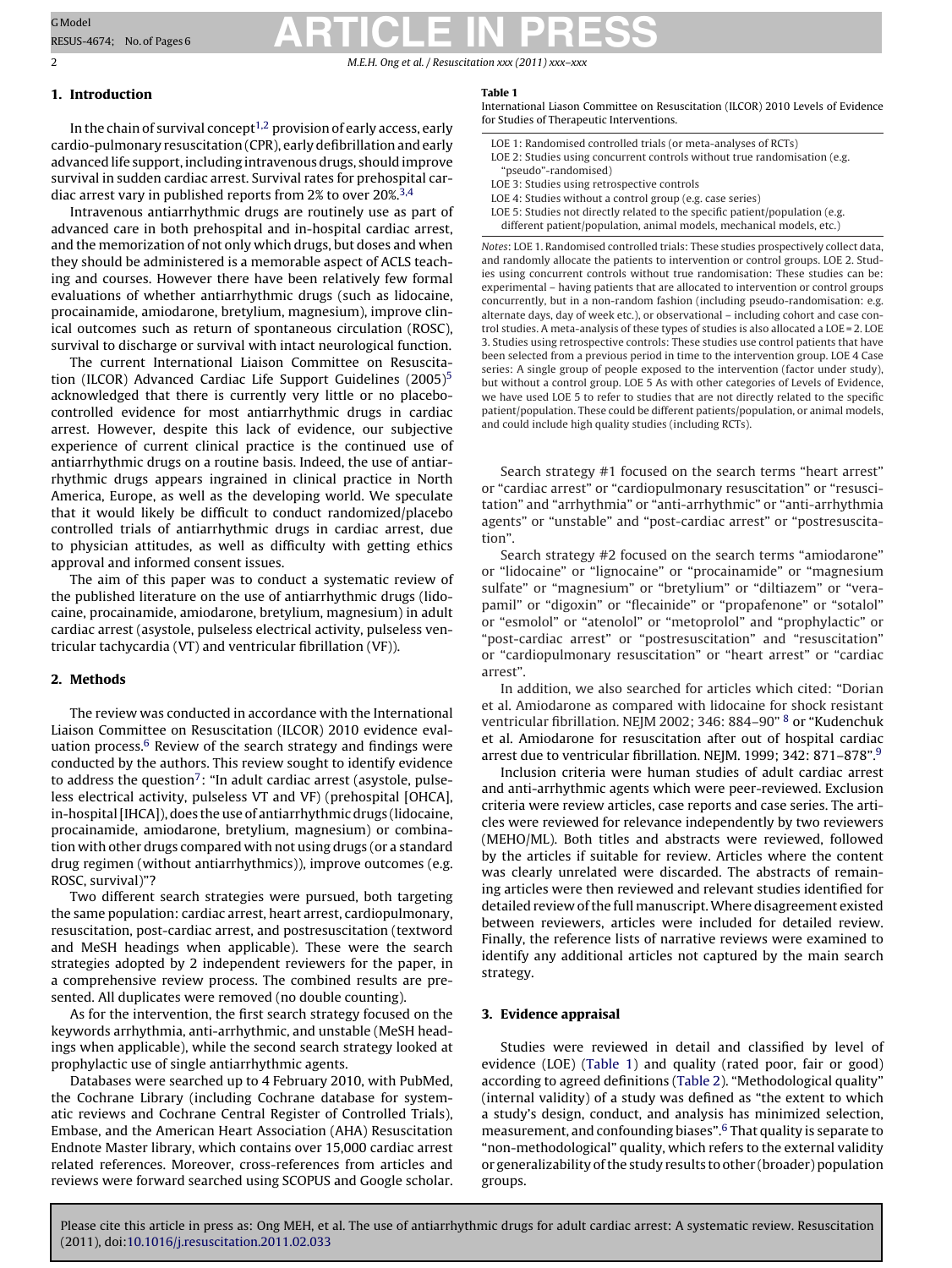## 1. Introduction

In the chain of survival concept[1,2] provision of early access, early cardio-pulmonary resuscitation (CPR), early defibrillation and early advanced life support, including intravenous drugs, should improve survival in sudden cardiac arrest. Survival rates for prehospital cardiac arrest vary in published reports from 2% to over 20%.[3,4]

Intravenous antiarrhythmic drugs are routinely use as part of advanced care in both prehospital and in-hospital cardiac arrest, and the memorization of not only which drugs, but doses and when they should be administered is a memorable aspect of ACLS teaching and courses. However there have been relatively few formal evaluations of whether antiarrhythmic drugs (such as lidocaine, procainamide, amiodarone, bretylium, magnesium), improve clinical outcomes such as return of spontaneous circulation (ROSC), survival to discharge or survival with intact neurological function.

The current International Liaison Committee on Resuscitation (ILCOR) Advanced Cardiac Life Support Guidelines (2005)[5] acknowledged that there is currently very little or no placebo-controlled evidence for most antiarrhythmic drugs in cardiac arrest. However, despite this lack of evidence, our subjective experience of current clinical practice is the continued use of antiarrhythmic drugs on a routine basis. Indeed, the use of antiarrhythmic drugs appears ingrained in clinical practice in North America, Europe, as well as the developing world. We speculate that it would likely be difficult to conduct randomized/placebo controlled trials of antiarrhythmic drugs in cardiac arrest, due to physician attitudes, as well as difficulty with getting ethics approval and informed consent issues.

The aim of this paper was to conduct a systematic review of the published literature on the use of antiarrhythmic drugs (lidocaine, procainamide, amiodarone, bretylium, magnesium) in adult cardiac arrest (asystole, pulseless electrical activity, pulseless ventricular tachycardia (VT) and ventricular fibrillation (VF)).

## 2. Methods

The review was conducted in accordance with the International Liaison Committee on Resuscitation (ILCOR) 2010 evidence evaluation process.[6] Review of the search strategy and findings were conducted by the authors. This review sought to identify evidence to address the question[7]: "In adult cardiac arrest (asystole, pulseless electrical activity, pulseless VT and VF) (prehospital [OHCA], in-hospital [IHCA]), does the use of antiarrhythmic drugs (lidocaine, procainamide, amiodarone, bretylium, magnesium) or combination with other drugs compared with not using drugs (or a standard drug regimen (without antiarrhythmics)), improve outcomes (e.g. ROSC, survival)"?

Two different search strategies were pursued, both targeting the same population: cardiac arrest, heart arrest, cardiopulmonary, resuscitation, post-cardiac arrest, and postresuscitation (textword and MeSH headings when applicable). These were the search strategies adopted by 2 independent reviewers for the paper, in a comprehensive review process. The combined results are presented. All duplicates were removed (no double counting).

As for the intervention, the first search strategy focused on the keywords arrhythmia, anti-arrhythmic, and unstable (MeSH headings when applicable), while the second search strategy looked at prophylactic use of single antiarrhythmic agents.

Databases were searched up to 4 February 2010, with PubMed, the Cochrane Library (including Cochrane database for systematic reviews and Cochrane Central Register of Controlled Trials), Embase, and the American Heart Association (AHA) Resuscitation Endnote Master library, which contains over 15,000 cardiac arrest related references. Moreover, cross-references from articles and reviews were forward searched using SCOPUS and Google scholar.

**Table 1**
International Liason Committee on Resuscitation (ILCOR) 2010 Levels of Evidence for Studies of Therapeutic Interventions.

| |
|---|
| LOE 1: Randomised controlled trials (or meta-analyses of RCTs) |
| LOE 2: Studies using concurrent controls without true randomisation (e.g. "pseudo"-randomised) |
| LOE 3: Studies using retrospective controls |
| LOE 4: Studies without a control group (e.g. case series) |
| LOE 5: Studies not directly related to the specific patient/population (e.g. different patient/population, animal models, mechanical models, etc.) |

*Notes*: LOE 1. Randomised controlled trials: These studies prospectively collect data, and randomly allocate the patients to intervention or control groups. LOE 2. Studies using concurrent controls without true randomisation: These studies can be: experimental – having patients that are allocated to intervention or control groups concurrently, but in a non-random fashion (including pseudo-randomisation: e.g. alternate days, day of week etc.), or observational – including cohort and case control studies. A meta-analysis of these types of studies is also allocated a LOE = 2. LOE 3. Studies using retrospective controls: These studies use control patients that have been selected from a previous period in time to the intervention group. LOE 4 Case series: A single group of people exposed to the intervention (factor under study), but without a control group. LOE 5 As with other categories of Levels of Evidence, we have used LOE 5 to refer to studies that are not directly related to the specific patient/population. These could be different patients/population, or animal models, and could include high quality studies (including RCTs).

Search strategy #1 focused on the search terms "heart arrest" or "cardiac arrest" or "cardiopulmonary resuscitation" or "resuscitation" and "arrhythmia" or "anti-arrhythmic" or "anti-arrhythmia agents" or "unstable" and "post-cardiac arrest" or "postresuscitation".

Search strategy #2 focused on the search terms "amiodarone" or "lidocaine" or "lignocaine" or "procainamide" or "magnesium sulfate" or "magnesium" or "bretylium" or "diltiazem" or "verapamil" or "digoxin" or "flecainide" or "propafenone" or "sotalol" or "esmolol" or "atenolol" or "metoprolol" and "prophylactic" or "post-cardiac arrest" or "postresuscitation" and "resuscitation" or "cardiopulmonary resuscitation" or "heart arrest" or "cardiac arrest".

In addition, we also searched for articles which cited: "Dorian et al. Amiodarone as compared with lidocaine for shock resistant ventricular fibrillation. NEJM 2002; 346: 884–90" [8] or "Kudenchuk et al. Amiodarone for resuscitation after out of hospital cardiac arrest due to ventricular fibrillation. NEJM. 1999; 342: 871–878".[9]

Inclusion criteria were human studies of adult cardiac arrest and anti-arrhythmic agents which were peer-reviewed. Exclusion criteria were review articles, case reports and case series. The articles were reviewed for relevance independently by two reviewers (MEHO/ML). Both titles and abstracts were reviewed, followed by the articles if suitable for review. Articles where the content was clearly unrelated were discarded. The abstracts of remaining articles were then reviewed and relevant studies identified for detailed review of the full manuscript. Where disagreement existed between reviewers, articles were included for detailed review. Finally, the reference lists of narrative reviews were examined to identify any additional articles not captured by the main search strategy.

## 3. Evidence appraisal

Studies were reviewed in detail and classified by level of evidence (LOE) (Table 1) and quality (rated poor, fair or good) according to agreed definitions (Table 2). "Methodological quality" (internal validity) of a study was defined as "the extent to which a study's design, conduct, and analysis has minimized selection, measurement, and confounding biases".[6] That quality is separate to "non-methodological" quality, which refers to the external validity or generalizability of the study results to other (broader) population groups.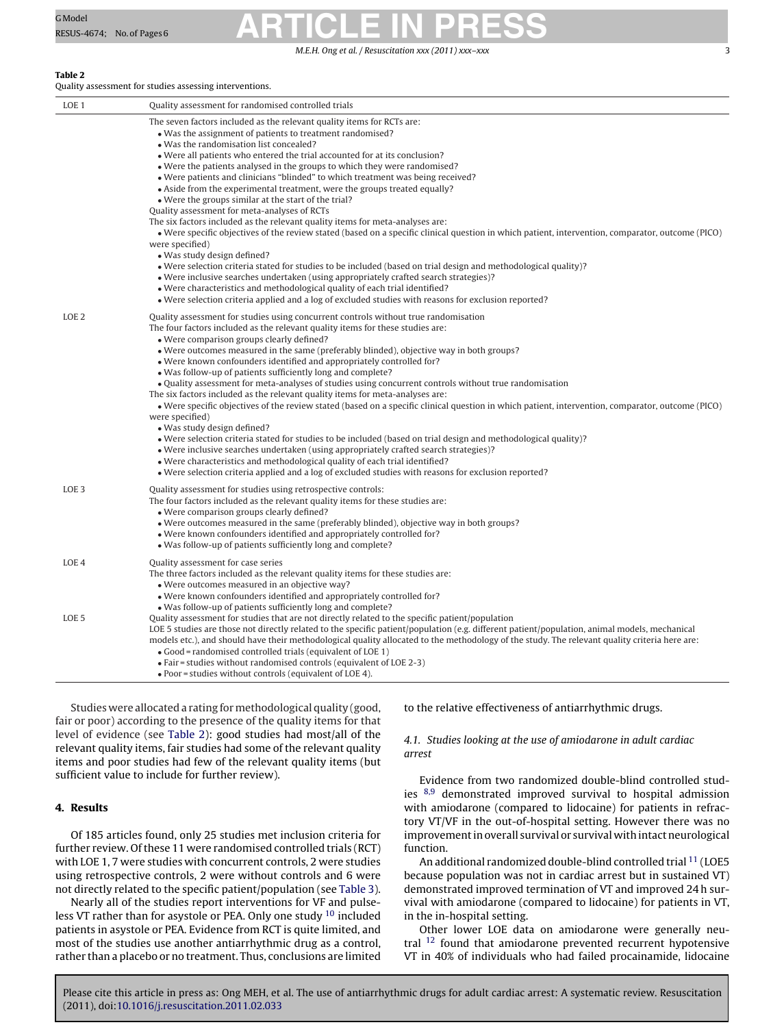**Table 2**
Quality assessment for studies assessing interventions.

| LOE 1 | Quality assessment for randomised controlled trials |
|---|---|
| | The seven factors included as the relevant quality items for RCTs are:<br>• Was the assignment of patients to treatment randomised?<br>• Was the randomisation list concealed?<br>• Were all patients who entered the trial accounted for at its conclusion?<br>• Were the patients analysed in the groups to which they were randomised?<br>• Were patients and clinicians "blinded" to which treatment was being received?<br>• Aside from the experimental treatment, were the groups treated equally?<br>• Were the groups similar at the start of the trial?<br>Quality assessment for meta-analyses of RCTs<br>The six factors included as the relevant quality items for meta-analyses are:<br>• Were specific objectives of the review stated (based on a specific clinical question in which patient, intervention, comparator, outcome (PICO) were specified)<br>• Was study design defined?<br>• Were selection criteria stated for studies to be included (based on trial design and methodological quality)?<br>• Were inclusive searches undertaken (using appropriately crafted search strategies)?<br>• Were characteristics and methodological quality of each trial identified?<br>• Were selection criteria applied and a log of excluded studies with reasons for exclusion reported? |
| LOE 2 | Quality assessment for studies using concurrent controls without true randomisation<br>The four factors included as the relevant quality items for these studies are:<br>• Were comparison groups clearly defined?<br>• Were outcomes measured in the same (preferably blinded), objective way in both groups?<br>• Were known confounders identified and appropriately controlled for?<br>• Was follow-up of patients sufficiently long and complete?<br>• Quality assessment for meta-analyses of studies using concurrent controls without true randomisation<br>The six factors included as the relevant quality items for meta-analyses are:<br>• Were specific objectives of the review stated (based on a specific clinical question in which patient, intervention, comparator, outcome (PICO) were specified)<br>• Was study design defined?<br>• Were selection criteria stated for studies to be included (based on trial design and methodological quality)?<br>• Were inclusive searches undertaken (using appropriately crafted search strategies)?<br>• Were characteristics and methodological quality of each trial identified?<br>• Were selection criteria applied and a log of excluded studies with reasons for exclusion reported? |
| LOE 3 | Quality assessment for studies using retrospective controls:<br>The four factors included as the relevant quality items for these studies are:<br>• Were comparison groups clearly defined?<br>• Were outcomes measured in the same (preferably blinded), objective way in both groups?<br>• Were known confounders identified and appropriately controlled for?<br>• Was follow-up of patients sufficiently long and complete? |
| LOE 4 | Quality assessment for case series<br>The three factors included as the relevant quality items for these studies are:<br>• Were outcomes measured in an objective way?<br>• Were known confounders identified and appropriately controlled for?<br>• Was follow-up of patients sufficiently long and complete? |
| LOE 5 | Quality assessment for studies that are not directly related to the specific patient/population<br>LOE 5 studies are those not directly related to the specific patient/population (e.g. different patient/population, animal models, mechanical models etc.), and should have their methodological quality allocated to the methodology of the study. The relevant quality criteria here are:<br>• Good = randomised controlled trials (equivalent of LOE 1)<br>• Fair = studies without randomised controls (equivalent of LOE 2-3)<br>• Poor = studies without controls (equivalent of LOE 4). |

Studies were allocated a rating for methodological quality (good, fair or poor) according to the presence of the quality items for that level of evidence (see Table 2): good studies had most/all of the relevant quality items, fair studies had some of the relevant quality items and poor studies had few of the relevant quality items (but sufficient value to include for further review).

## 4. Results

Of 185 articles found, only 25 studies met inclusion criteria for further review. Of these 11 were randomised controlled trials (RCT) with LOE 1, 7 were studies with concurrent controls, 2 were studies using retrospective controls, 2 were without controls and 6 were not directly related to the specific patient/population (see Table 3).

Nearly all of the studies report interventions for VF and pulseless VT rather than for asystole or PEA. Only one study [10] included patients in asystole or PEA. Evidence from RCT is quite limited, and most of the studies use another antiarrhythmic drug as a control, rather than a placebo or no treatment. Thus, conclusions are limited to the relative effectiveness of antiarrhythmic drugs.

### 4.1. Studies looking at the use of amiodarone in adult cardiac arrest

Evidence from two randomized double-blind controlled studies [8,9] demonstrated improved survival to hospital admission with amiodarone (compared to lidocaine) for patients in refractory VT/VF in the out-of-hospital setting. However there was no improvement in overall survival or survival with intact neurological function.

An additional randomized double-blind controlled trial [11] (LOE5 because population was not in cardiac arrest but in sustained VT) demonstrated improved termination of VT and improved 24 h survival with amiodarone (compared to lidocaine) for patients in VT, in the in-hospital setting.

Other lower LOE data on amiodarone were generally neutral [12] found that amiodarone prevented recurrent hypotensive VT in 40% of individuals who had failed procainamide, lidocaine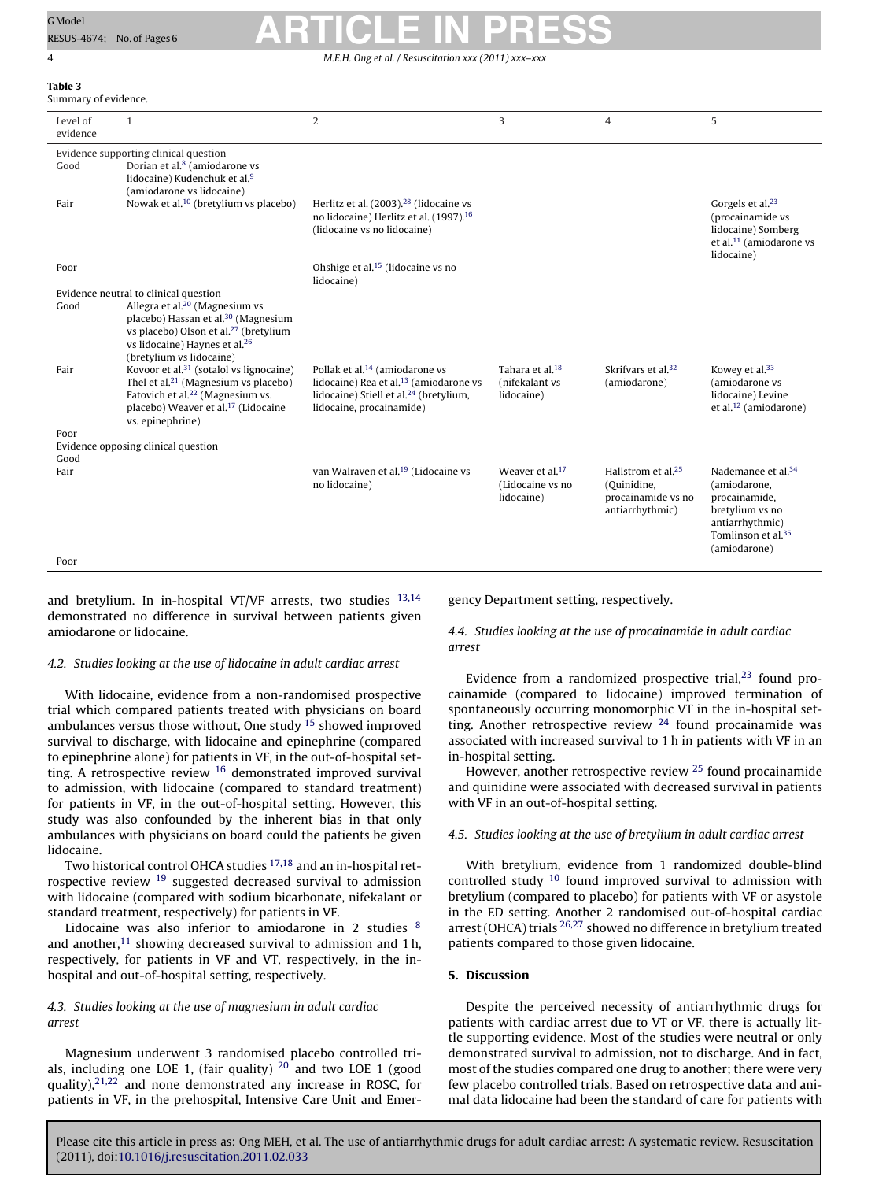**Table 3**
Summary of evidence.

| Level of evidence | 1 | 2 | 3 | 4 | 5 |
|---|---|---|---|---|---|
| Evidence supporting clinical question | | | | | |
| Good | Dorian et al.[8] (amiodarone vs lidocaine) Kudenchuk et al.[9] (amiodarone vs lidocaine) | | | | |
| Fair | Nowak et al.[10] (bretylium vs placebo) | Herlitz et al. (2003).[28] (lidocaine vs no lidocaine) Herlitz et al. (1997).[16] (lidocaine vs no lidocaine) | | | Gorgels et al.[23] (procainamide vs lidocaine) Somberg et al.[11] (amiodarone vs lidocaine) |
| Poor | | Ohshige et al.[15] (lidocaine vs no lidocaine) | | | |
| Evidence neutral to clinical question | | | | | |
| Good | Allegra et al.[20] (Magnesium vs placebo) Hassan et al.[30] (Magnesium vs placebo) Olson et al.[27] (bretylium vs lidocaine) Haynes et al.[26] (bretylium vs lidocaine) | | | | |
| Fair | Kovoor et al.[31] (sotalol vs lignocaine) Thel et al.[21] (Magnesium vs placebo) Fatovich et al.[22] (Magnesium vs. placebo) Weaver et al.[17] (Lidocaine vs. epinephrine) | Pollak et al.[14] (amiodarone vs lidocaine) Rea et al.[13] (amiodarone vs lidocaine) Stiell et al.[24] (bretylium, lidocaine, procainamide) | Tahara et al.[18] (nifekalant vs lidocaine) | Skrifvars et al.[32] (amiodarone) | Kowey et al.[33] (amiodarone vs lidocaine) Levine et al.[12] (amiodarone) |
| Poor | | | | | |
| Evidence opposing clinical question | | | | | |
| Good | | | | | |
| Fair | | van Walraven et al.[19] (Lidocaine vs no lidocaine) | Weaver et al.[17] (Lidocaine vs no lidocaine) | Hallstrom et al.[25] (Quinidine, procainamide vs no antiarrhythmic) | Nademanee et al.[34] (amiodarone, procainamide, bretylium vs no antiarrhythmic) Tomlinson et al.[35] (amiodarone) |
| Poor | | | | | |

and bretylium. In in-hospital VT/VF arrests, two studies [13,14] demonstrated no difference in survival between patients given amiodarone or lidocaine.

### 4.2. Studies looking at the use of lidocaine in adult cardiac arrest

With lidocaine, evidence from a non-randomised prospective trial which compared patients treated with physicians on board ambulances versus those without, One study [15] showed improved survival to discharge, with lidocaine and epinephrine (compared to epinephrine alone) for patients in VF, in the out-of-hospital setting. A retrospective review [16] demonstrated improved survival to admission, with lidocaine (compared to standard treatment) for patients in VF, in the out-of-hospital setting. However, this study was also confounded by the inherent bias in that only ambulances with physicians on board could the patients be given lidocaine.

Two historical control OHCA studies [17,18] and an in-hospital retrospective review [19] suggested decreased survival to admission with lidocaine (compared with sodium bicarbonate, nifekalant or standard treatment, respectively) for patients in VF.

Lidocaine was also inferior to amiodarone in 2 studies [8] and another,[11] showing decreased survival to admission and 1 h, respectively, for patients in VF and VT, respectively, in the in-hospital and out-of-hospital setting, respectively.

### 4.3. Studies looking at the use of magnesium in adult cardiac arrest

Magnesium underwent 3 randomised placebo controlled trials, including one LOE 1, (fair quality) [20] and two LOE 1 (good quality),[21,22] and none demonstrated any increase in ROSC, for patients in VF, in the prehospital, Intensive Care Unit and Emergency Department setting, respectively.

### 4.4. Studies looking at the use of procainamide in adult cardiac arrest

Evidence from a randomized prospective trial,[23] found procainamide (compared to lidocaine) improved termination of spontaneously occurring monomorphic VT in the in-hospital setting. Another retrospective review [24] found procainamide was associated with increased survival to 1 h in patients with VF in an in-hospital setting.

However, another retrospective review [25] found procainamide and quinidine were associated with decreased survival in patients with VF in an out-of-hospital setting.

### 4.5. Studies looking at the use of bretylium in adult cardiac arrest

With bretylium, evidence from 1 randomized double-blind controlled study [10] found improved survival to admission with bretylium (compared to placebo) for patients with VF or asystole in the ED setting. Another 2 randomised out-of-hospital cardiac arrest (OHCA) trials [26,27] showed no difference in bretylium treated patients compared to those given lidocaine.

## 5. Discussion

Despite the perceived necessity of antiarrhythmic drugs for patients with cardiac arrest due to VT or VF, there is actually little supporting evidence. Most of the studies were neutral or only demonstrated survival to admission, not to discharge. And in fact, most of the studies compared one drug to another; there were very few placebo controlled trials. Based on retrospective data and animal data lidocaine had been the standard of care for patients with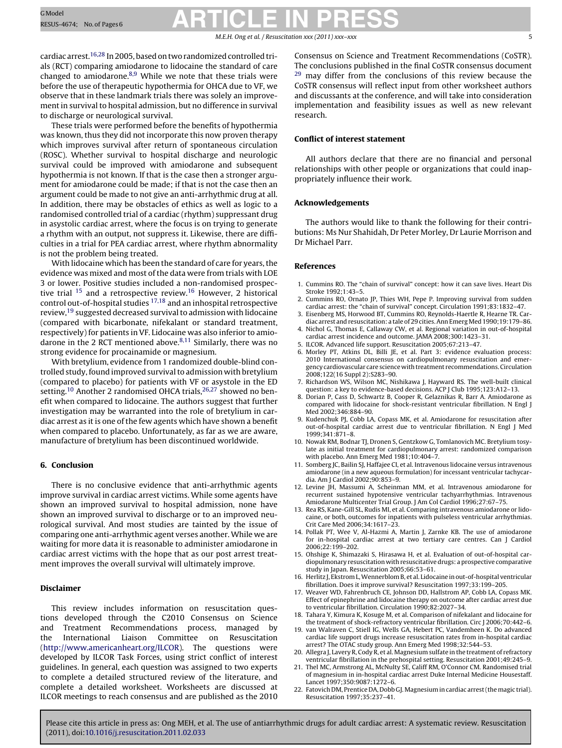cardiac arrest.[16,28] In 2005, based on two randomized controlled trials (RCT) comparing amiodarone to lidocaine the standard of care changed to amiodarone.[8,9] While we note that these trials were before the use of therapeutic hypothermia for OHCA due to VF, we observe that in these landmark trials there was solely an improvement in survival to hospital admission, but no difference in survival to discharge or neurological survival.

These trials were performed before the benefits of hypothermia was known, thus they did not incorporate this now proven therapy which improves survival after return of spontaneous circulation (ROSC). Whether survival to hospital discharge and neurologic survival could be improved with amiodarone and subsequent hypothermia is not known. If that is the case then a stronger argument for amiodarone could be made; if that is not the case then an argument could be made to not give an anti-arrhythmic drug at all. In addition, there may be obstacles of ethics as well as logic to a randomised controlled trial of a cardiac (rhythm) suppressant drug in asystolic cardiac arrest, where the focus is on trying to generate a rhythm with an output, not suppress it. Likewise, there are difficulties in a trial for PEA cardiac arrest, where rhythm abnormality is not the problem being treated.

With lidocaine which has been the standard of care for years, the evidence was mixed and most of the data were from trials with LOE 3 or lower. Positive studies included a non-randomised prospective trial [15] and a retrospective review.[16] However, 2 historical control out-of-hospital studies [17,18] and an inhospital retrospective review,[19] suggested decreased survival to admission with lidocaine (compared with bicarbonate, nifekalant or standard treatment, respectively) for patients in VF. Lidocaine was also inferior to amiodarone in the 2 RCT mentioned above.[8,11] Similarly, there was no strong evidence for procainamide or magnesium.

With bretylium, evidence from 1 randomized double-blind controlled study, found improved survival to admission with bretylium (compared to placebo) for patients with VF or asystole in the ED setting.[10] Another 2 randomised OHCA trials,[26,27] showed no benefit when compared to lidocaine. The authors suggest that further investigation may be warranted into the role of bretylium in cardiac arrest as it is one of the few agents which have shown a benefit when compared to placebo. Unfortunately, as far as we are aware, manufacture of bretylium has been discontinued worldwide.

## 6. Conclusion

There is no conclusive evidence that anti-arrhythmic agents improve survival in cardiac arrest victims. While some agents have shown an improved survival to hospital admission, none have shown an improved survival to discharge or to an improved neurological survival. And most studies are tainted by the issue of comparing one anti-arrhythmic agent verses another. While we are waiting for more data it is reasonable to administer amiodarone in cardiac arrest victims with the hope that as our post arrest treatment improves the overall survival will ultimately improve.

## Disclaimer

This review includes information on resuscitation questions developed through the C2010 Consensus on Science and Treatment Recommendations process, managed by the International Liaison Committee on Resuscitation (http://www.americanheart.org/ILCOR). The questions were developed by ILCOR Task Forces, using strict conflict of interest guidelines. In general, each question was assigned to two experts to complete a detailed structured review of the literature, and complete a detailed worksheet. Worksheets are discussed at ILCOR meetings to reach consensus and are published as the 2010 Consensus on Science and Treatment Recommendations (CoSTR). The conclusions published in the final CoSTR consensus document [29] may differ from the conclusions of this review because the CoSTR consensus will reflect input from other worksheet authors and discussants at the conference, and will take into consideration implementation and feasibility issues as well as new relevant research.

## Conflict of interest statement

All authors declare that there are no financial and personal relationships with other people or organizations that could inappropriately influence their work.

## Acknowledgements

The authors would like to thank the following for their contributions: Ms Nur Shahidah, Dr Peter Morley, Dr Laurie Morrison and Dr Michael Parr.

## References

1. Cummins RO. The "chain of survival" concept: how it can save lives. Heart Dis Stroke 1992;1:43–5.
2. Cummins RO, Ornato JP, Thies WH, Pepe P. Improving survival from sudden cardiac arrest: the "chain of survival" concept. Circulation 1991;83:1832–47.
3. Eisenberg MS, Horwood BT, Cummins RO, Reynolds-Haertle R, Hearne TR. Cardiac arrest and resuscitation: a tale of 29 cities. Ann Emerg Med 1990;19:179–86.
4. Nichol G, Thomas E, Callaway CW, et al. Regional variation in out-of-hospital cardiac arrest incidence and outcome. JAMA 2008;300:1423–31.
5. ILCOR. Advanced life support. Resuscitation 2005;67:213–47.
6. Morley PT, Atkins DL, Billi JE, et al. Part 3: evidence evaluation process: 2010 International consensus on cardiopulmonary resuscitation and emergency cardiovascular care science with treatment recommendations. Circulation 2008;122(16 Suppl 2):S283–90.
7. Richardson WS, Wilson MC, Nishikawa J, Hayward RS. The well-built clinical question: a key to evidence-based decisions. ACP J Club 1995;123:A12–13.
8. Dorian P, Cass D, Schwartz B, Cooper R, Gelaznikas R, Barr A. Amiodarone as compared with lidocaine for shock-resistant ventricular fibrillation. N Engl J Med 2002;346:884–90.
9. Kudenchuk PJ, Cobb LA, Copass MK, et al. Amiodarone for resuscitation after out-of-hospital cardiac arrest due to ventricular fibrillation. N Engl J Med 1999;341:871–8.
10. Nowak RM, Bodnar TJ, Dronen S, Gentzkow G, Tomlanovich MC. Bretylium tosylate as initial treatment for cardiopulmonary arrest: randomized comparison with placebo. Ann Emerg Med 1981;10:404–7.
11. Somberg JC, Bailin SJ, Haffajee CI, et al. Intravenous lidocaine versus intravenous amiodarone (in a new aqueous formulation) for incessant ventricular tachycardia. Am J Cardiol 2002;90:853–9.
12. Levine JH, Massumi A, Scheinman MM, et al. Intravenous amiodarone for recurrent sustained hypotensive ventricular tachyarrhythmias. Intravenous Amiodarone Multicenter Trial Group. J Am Col Cardiol 1996;27:67–75.
13. Rea RS, Kane-Gill SL, Rudis MI, et al. Comparing intravenous amiodarone or lidocaine, or both, outcomes for inpatients with pulseless ventricular arrhythmias. Crit Care Med 2006;34:1617–23.
14. Pollak PT, Wee V, Al-Hazmi A, Martin J, Zarnke KB. The use of amiodarone for in-hospital cardiac arrest at two tertiary care centres. Can J Cardiol 2006;22:199–202.
15. Ohshige K, Shimazaki S, Hirasawa H, et al. Evaluation of out-of-hospital cardiopulmonary resuscitation with resuscitative drugs: a prospective comparative study in Japan. Resuscitation 2005;66:53–61.
16. Herlitz J, Ekstrom L, Wennerblom B, et al. Lidocaine in out-of-hospital ventricular fibrillation. Does it improve survival? Resuscitation 1997;33:199–205.
17. Weaver WD, Fahrenbruch CE, Johnson DD, Hallstrom AP, Cobb LA, Copass MK. Effect of epinephrine and lidocaine therapy on outcome after cardiac arrest due to ventricular fibrillation. Circulation 1990;82:2027–34.
18. Tahara Y, Kimura K, Kosuge M, et al. Comparison of nifekalant and lidocaine for the treatment of shock-refractory ventricular fibrillation. Circ J 2006;70:442–6.
19. van Walraven C, Stiell IG, Wells GA, Hebert PC, Vandemheen K. Do advanced cardiac life support drugs increase resuscitation rates from in-hospital cardiac arrest? The OTAC study group. Ann Emerg Med 1998;32:544–53.
20. Allegra J, Lavery R, Cody R, et al. Magnesium sulfate in the treatment of refractory ventricular fibrillation in the prehospital setting. Resuscitation 2001;49:245–9.
21. Thel MC, Armstrong AL, McNulty SE, Califf RM, O'Connor CM. Randomised trial of magnesium in in-hospital cardiac arrest Duke Internal Medicine Housestaff. Lancet 1997;350:9087:1272–6.
22. Fatovich DM, Prentice DA, Dobb GJ. Magnesium in cardiac arrest (the magic trial). Resuscitation 1997;35:237–41.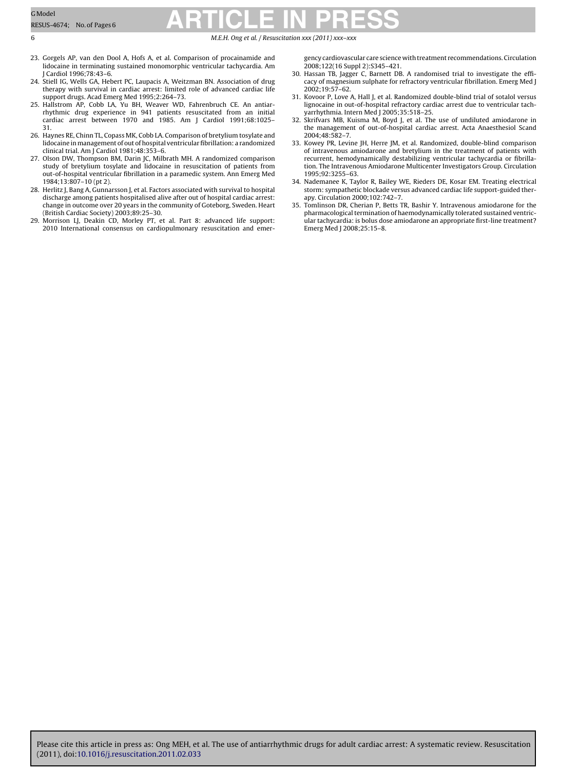23. Gorgels AP, van den Dool A, Hofs A, et al. Comparison of procainamide and lidocaine in terminating sustained monomorphic ventricular tachycardia. Am J Cardiol 1996;78:43–6.
24. Stiell IG, Wells GA, Hebert PC, Laupacis A, Weitzman BN. Association of drug therapy with survival in cardiac arrest: limited role of advanced cardiac life support drugs. Acad Emerg Med 1995;2:264–73.
25. Hallstrom AP, Cobb LA, Yu BH, Weaver WD, Fahrenbruch CE. An antiarrhythmic drug experience in 941 patients resuscitated from an initial cardiac arrest between 1970 and 1985. Am J Cardiol 1991;68:1025–31.
26. Haynes RE, Chinn TL, Copass MK, Cobb LA. Comparison of bretylium tosylate and lidocaine in management of out of hospital ventricular fibrillation: a randomized clinical trial. Am J Cardiol 1981;48:353–6.
27. Olson DW, Thompson BM, Darin JC, Milbrath MH. A randomized comparison study of bretylium tosylate and lidocaine in resuscitation of patients from out-of-hospital ventricular fibrillation in a paramedic system. Ann Emerg Med 1984;13:807–10 (pt 2).
28. Herlitz J, Bang A, Gunnarsson J, et al. Factors associated with survival to hospital discharge among patients hospitalised alive after out of hospital cardiac arrest: change in outcome over 20 years in the community of Goteborg, Sweden. Heart (British Cardiac Society) 2003;89:25–30.
29. Morrison LJ, Deakin CD, Morley PT, et al. Part 8: advanced life support: 2010 International consensus on cardiopulmonary resuscitation and emergency cardiovascular care science with treatment recommendations. Circulation 2008;122(16 Suppl 2):S345–421.
30. Hassan TB, Jagger C, Barnett DB. A randomised trial to investigate the efficacy of magnesium sulphate for refractory ventricular fibrillation. Emerg Med J 2002;19:57–62.
31. Kovoor P, Love A, Hall J, et al. Randomized double-blind trial of sotalol versus lignocaine in out-of-hospital refractory cardiac arrest due to ventricular tachyarrhythmia. Intern Med J 2005;35:518–25.
32. Skrifvars MB, Kuisma M, Boyd J, et al. The use of undiluted amiodarone in the management of out-of-hospital cardiac arrest. Acta Anaesthesiol Scand 2004;48:582–7.
33. Kowey PR, Levine JH, Herre JM, et al. Randomized, double-blind comparison of intravenous amiodarone and bretylium in the treatment of patients with recurrent, hemodynamically destabilizing ventricular tachycardia or fibrillation. The Intravenous Amiodarone Multicenter Investigators Group. Circulation 1995;92:3255–63.
34. Nademanee K, Taylor R, Bailey WE, Rieders DE, Kosar EM. Treating electrical storm: sympathetic blockade versus advanced cardiac life support-guided therapy. Circulation 2000;102:742–7.
35. Tomlinson DR, Cherian P, Betts TR, Bashir Y. Intravenous amiodarone for the pharmacological termination of haemodynamically tolerated sustained ventricular tachycardia: is bolus dose amiodarone an appropriate first-line treatment? Emerg Med J 2008;25:15–8.

Please cite this article in press as: Ong MEH, et al. The use of antiarrhythmic drugs for adult cardiac arrest: A systematic review. Resuscitation (2011), doi:10.1016/j.resuscitation.2011.02.033